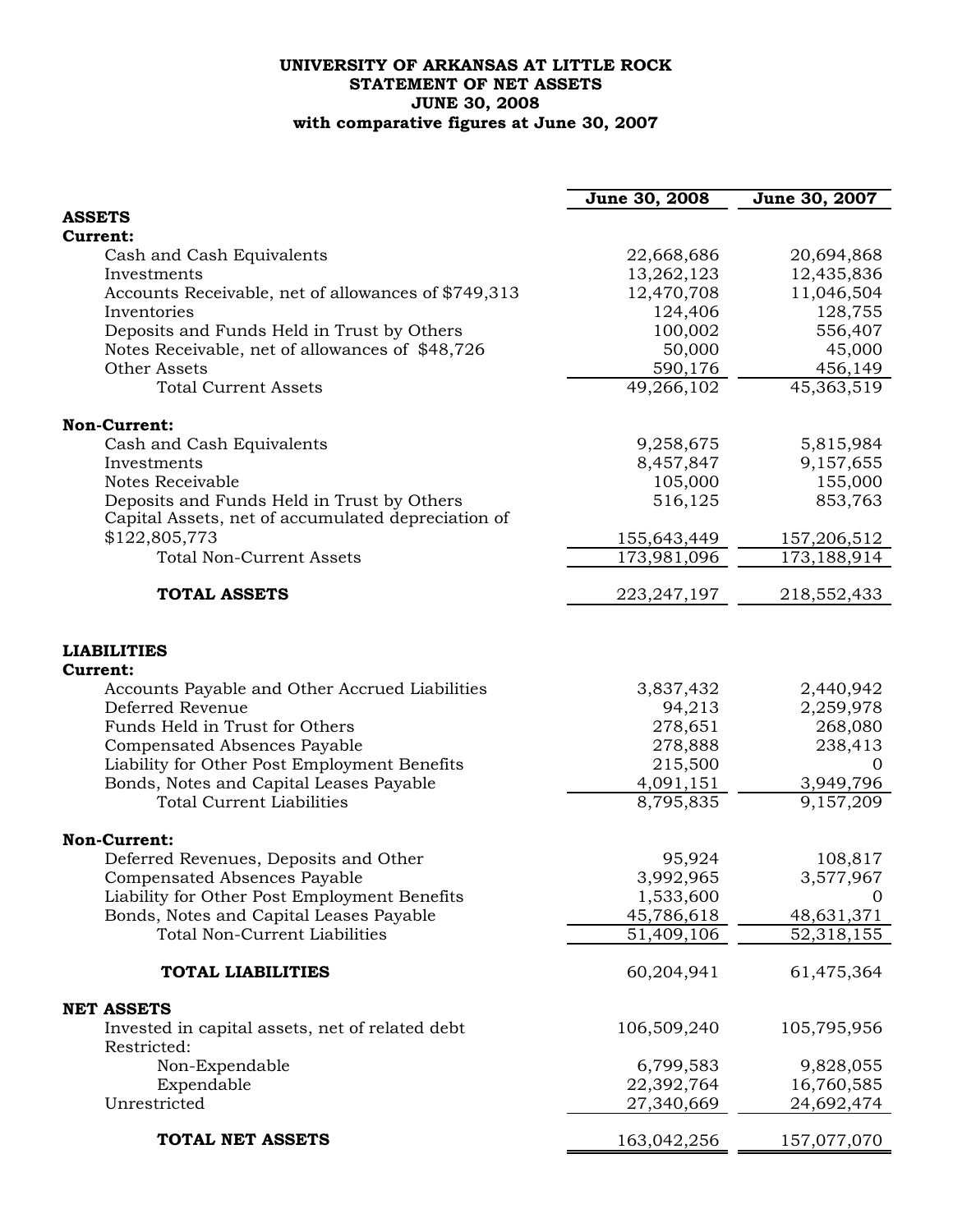# UNIVERSITY OF ARKANSAS AT LITTLE ROCK
## STATEMENT OF NET ASSETS
## JUNE 30, 2008
## with comparative figures at June 30, 2007

| | June 30, 2008 | June 30, 2007 |
|---|---|---|
| **ASSETS** | | |
| **Current:** | | |
| Cash and Cash Equivalents | 22,668,686 | 20,694,868 |
| Investments | 13,262,123 | 12,435,836 |
| Accounts Receivable, net of allowances of $749,313 | 12,470,708 | 11,046,504 |
| Inventories | 124,406 | 128,755 |
| Deposits and Funds Held in Trust by Others | 100,002 | 556,407 |
| Notes Receivable, net of allowances of $48,726 | 50,000 | 45,000 |
| Other Assets | 590,176 | 456,149 |
| Total Current Assets | 49,266,102 | 45,363,519 |
| **Non-Current:** | | |
| Cash and Cash Equivalents | 9,258,675 | 5,815,984 |
| Investments | 8,457,847 | 9,157,655 |
| Notes Receivable | 105,000 | 155,000 |
| Deposits and Funds Held in Trust by Others | 516,125 | 853,763 |
| Capital Assets, net of accumulated depreciation of $122,805,773 | 155,643,449 | 157,206,512 |
| Total Non-Current Assets | 173,981,096 | 173,188,914 |
| **TOTAL ASSETS** | 223,247,197 | 218,552,433 |
| **LIABILITIES** | | |
| **Current:** | | |
| Accounts Payable and Other Accrued Liabilities | 3,837,432 | 2,440,942 |
| Deferred Revenue | 94,213 | 2,259,978 |
| Funds Held in Trust for Others | 278,651 | 268,080 |
| Compensated Absences Payable | 278,888 | 238,413 |
| Liability for Other Post Employment Benefits | 215,500 | 0 |
| Bonds, Notes and Capital Leases Payable | 4,091,151 | 3,949,796 |
| Total Current Liabilities | 8,795,835 | 9,157,209 |
| **Non-Current:** | | |
| Deferred Revenues, Deposits and Other | 95,924 | 108,817 |
| Compensated Absences Payable | 3,992,965 | 3,577,967 |
| Liability for Other Post Employment Benefits | 1,533,600 | 0 |
| Bonds, Notes and Capital Leases Payable | 45,786,618 | 48,631,371 |
| Total Non-Current Liabilities | 51,409,106 | 52,318,155 |
| **TOTAL LIABILITIES** | 60,204,941 | 61,475,364 |
| **NET ASSETS** | | |
| Invested in capital assets, net of related debt | 106,509,240 | 105,795,956 |
| Restricted: | | |
| Non-Expendable | 6,799,583 | 9,828,055 |
| Expendable | 22,392,764 | 16,760,585 |
| Unrestricted | 27,340,669 | 24,692,474 |
| **TOTAL NET ASSETS** | 163,042,256 | 157,077,070 |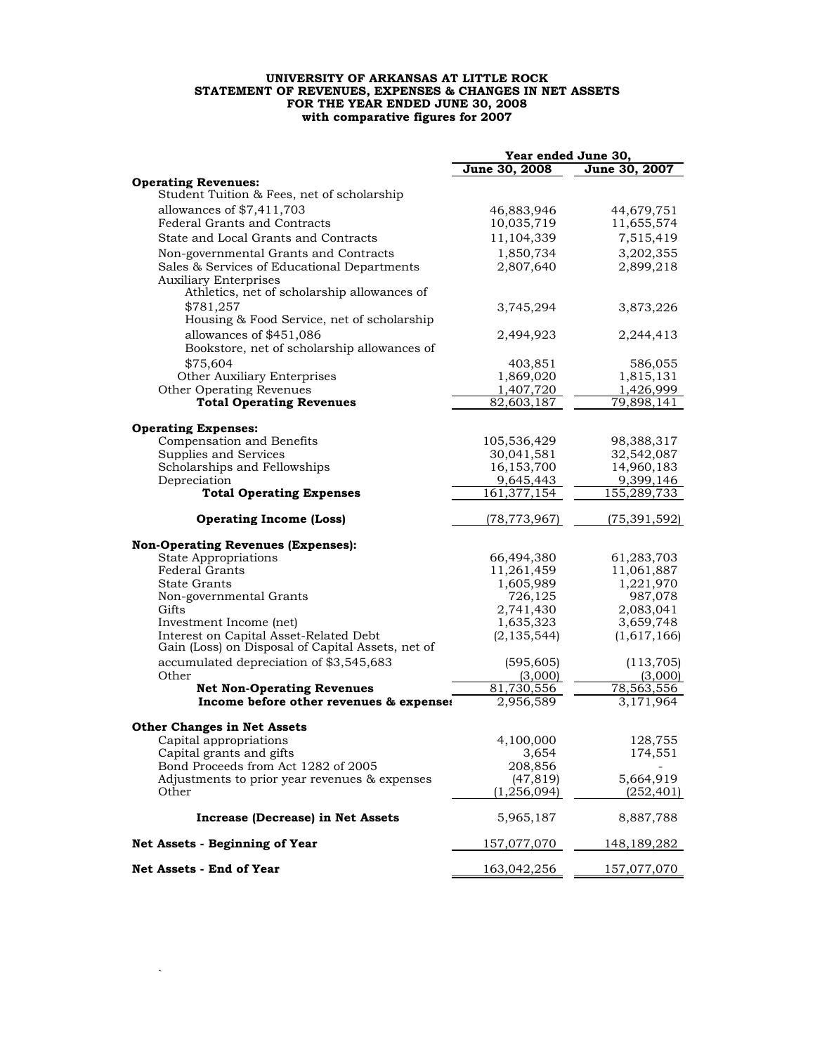**UNIVERSITY OF ARKANSAS AT LITTLE ROCK**
**STATEMENT OF REVENUES, EXPENSES & CHANGES IN NET ASSETS**
**FOR THE YEAR ENDED JUNE 30, 2008**
**with comparative figures for 2007**

| | Year ended June 30, | |
|---|---|---|
| | June 30, 2008 | June 30, 2007 |
| **Operating Revenues:** | | |
| Student Tuition & Fees, net of scholarship allowances of $7,411,703 | 46,883,946 | 44,679,751 |
| Federal Grants and Contracts | 10,035,719 | 11,655,574 |
| State and Local Grants and Contracts | 11,104,339 | 7,515,419 |
| Non-governmental Grants and Contracts | 1,850,734 | 3,202,355 |
| Sales & Services of Educational Departments | 2,807,640 | 2,899,218 |
| Auxiliary Enterprises | | |
| Athletics, net of scholarship allowances of $781,257 | 3,745,294 | 3,873,226 |
| Housing & Food Service, net of scholarship allowances of $451,086 | 2,494,923 | 2,244,413 |
| Bookstore, net of scholarship allowances of $75,604 | 403,851 | 586,055 |
| Other Auxiliary Enterprises | 1,869,020 | 1,815,131 |
| Other Operating Revenues | 1,407,720 | 1,426,999 |
| **Total Operating Revenues** | 82,603,187 | 79,898,141 |
| **Operating Expenses:** | | |
| Compensation and Benefits | 105,536,429 | 98,388,317 |
| Supplies and Services | 30,041,581 | 32,542,087 |
| Scholarships and Fellowships | 16,153,700 | 14,960,183 |
| Depreciation | 9,645,443 | 9,399,146 |
| **Total Operating Expenses** | 161,377,154 | 155,289,733 |
| **Operating Income (Loss)** | (78,773,967) | (75,391,592) |
| **Non-Operating Revenues (Expenses):** | | |
| State Appropriations | 66,494,380 | 61,283,703 |
| Federal Grants | 11,261,459 | 11,061,887 |
| State Grants | 1,605,989 | 1,221,970 |
| Non-governmental Grants | 726,125 | 987,078 |
| Gifts | 2,741,430 | 2,083,041 |
| Investment Income (net) | 1,635,323 | 3,659,748 |
| Interest on Capital Asset-Related Debt | (2,135,544) | (1,617,166) |
| Gain (Loss) on Disposal of Capital Assets, net of accumulated depreciation of $3,545,683 | (595,605) | (113,705) |
| Other | (3,000) | (3,000) |
| **Net Non-Operating Revenues** | 81,730,556 | 78,563,556 |
| **Income before other revenues & expenses** | 2,956,589 | 3,171,964 |
| **Other Changes in Net Assets** | | |
| Capital appropriations | 4,100,000 | 128,755 |
| Capital grants and gifts | 3,654 | 174,551 |
| Bond Proceeds from Act 1282 of 2005 | 208,856 | - |
| Adjustments to prior year revenues & expenses | (47,819) | 5,664,919 |
| Other | (1,256,094) | (252,401) |
| **Increase (Decrease) in Net Assets** | 5,965,187 | 8,887,788 |
| **Net Assets - Beginning of Year** | 157,077,070 | 148,189,282 |
| **Net Assets - End of Year** | 163,042,256 | 157,077,070 |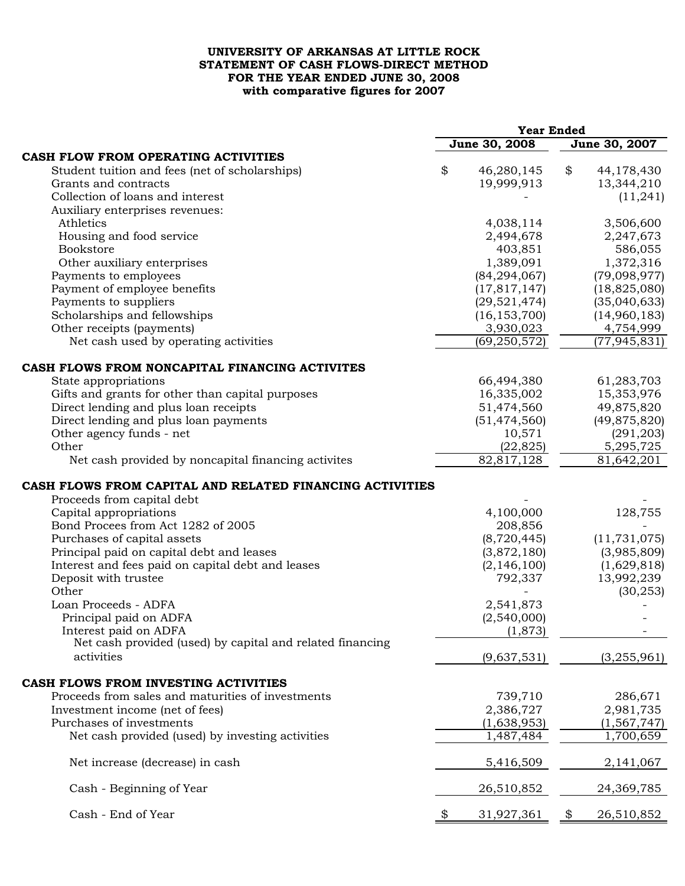**UNIVERSITY OF ARKANSAS AT LITTLE ROCK**
**STATEMENT OF CASH FLOWS-DIRECT METHOD**
**FOR THE YEAR ENDED JUNE 30, 2008**
**with comparative figures for 2007**

| | Year Ended June 30, 2008 | Year Ended June 30, 2007 |
|---|---|---|
| **CASH FLOW FROM OPERATING ACTIVITIES** | | |
| Student tuition and fees (net of scholarships) | $ 46,280,145 | $ 44,178,430 |
| Grants and contracts | 19,999,913 | 13,344,210 |
| Collection of loans and interest | - | (11,241) |
| Auxiliary enterprises revenues: | | |
| Athletics | 4,038,114 | 3,506,600 |
| Housing and food service | 2,494,678 | 2,247,673 |
| Bookstore | 403,851 | 586,055 |
| Other auxiliary enterprises | 1,389,091 | 1,372,316 |
| Payments to employees | (84,294,067) | (79,098,977) |
| Payment of employee benefits | (17,817,147) | (18,825,080) |
| Payments to suppliers | (29,521,474) | (35,040,633) |
| Scholarships and fellowships | (16,153,700) | (14,960,183) |
| Other receipts (payments) | 3,930,023 | 4,754,999 |
| Net cash used by operating activities | (69,250,572) | (77,945,831) |
| **CASH FLOWS FROM NONCAPITAL FINANCING ACTIVITES** | | |
| State appropriations | 66,494,380 | 61,283,703 |
| Gifts and grants for other than capital purposes | 16,335,002 | 15,353,976 |
| Direct lending and plus loan receipts | 51,474,560 | 49,875,820 |
| Direct lending and plus loan payments | (51,474,560) | (49,875,820) |
| Other agency funds - net | 10,571 | (291,203) |
| Other | (22,825) | 5,295,725 |
| Net cash provided by noncapital financing activites | 82,817,128 | 81,642,201 |
| **CASH FLOWS FROM CAPITAL AND RELATED FINANCING ACTIVITIES** | | |
| Proceeds from capital debt | - | - |
| Capital appropriations | 4,100,000 | 128,755 |
| Bond Procees from Act 1282 of 2005 | 208,856 | - |
| Purchases of capital assets | (8,720,445) | (11,731,075) |
| Principal paid on capital debt and leases | (3,872,180) | (3,985,809) |
| Interest and fees paid on capital debt and leases | (2,146,100) | (1,629,818) |
| Deposit with trustee | 792,337 | 13,992,239 |
| Other | - | (30,253) |
| Loan Proceeds - ADFA | 2,541,873 | - |
| Principal paid on ADFA | (2,540,000) | - |
| Interest paid on ADFA | (1,873) | - |
| Net cash provided (used) by capital and related financing activities | (9,637,531) | (3,255,961) |
| **CASH FLOWS FROM INVESTING ACTIVITIES** | | |
| Proceeds from sales and maturities of investments | 739,710 | 286,671 |
| Investment income (net of fees) | 2,386,727 | 2,981,735 |
| Purchases of investments | (1,638,953) | (1,567,747) |
| Net cash provided (used) by investing activities | 1,487,484 | 1,700,659 |
| Net increase (decrease) in cash | 5,416,509 | 2,141,067 |
| Cash - Beginning of Year | 26,510,852 | 24,369,785 |
| Cash - End of Year | $ 31,927,361 | $ 26,510,852 |